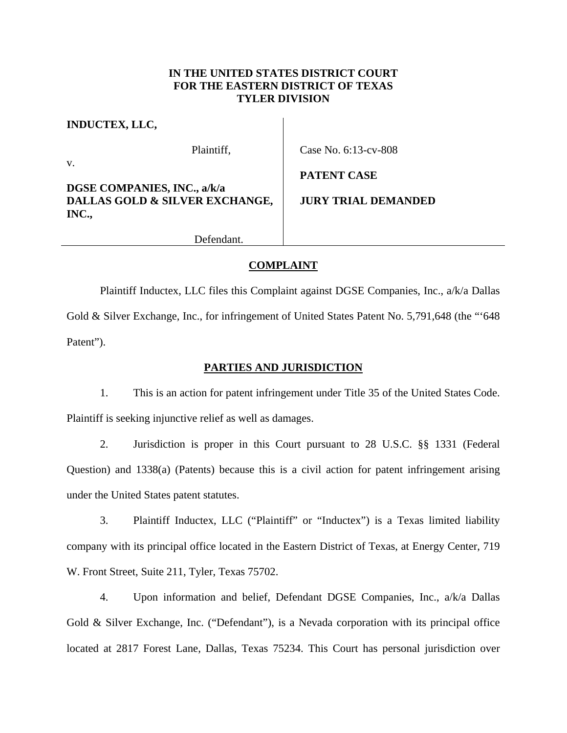**IN THE UNITED STATES DISTRICT COURT**
**FOR THE EASTERN DISTRICT OF TEXAS**
**TYLER DIVISION**

| | |
|---|---|
| **INDUCTEX, LLC,**<br><br>Plaintiff,<br><br>v.<br><br>**DGSE COMPANIES, INC., a/k/a DALLAS GOLD & SILVER EXCHANGE, INC.,**<br><br>Defendant. | Case No. 6:13-cv-808<br><br>**PATENT CASE**<br><br>**JURY TRIAL DEMANDED** |

## COMPLAINT

Plaintiff Inductex, LLC files this Complaint against DGSE Companies, Inc., a/k/a Dallas Gold & Silver Exchange, Inc., for infringement of United States Patent No. 5,791,648 (the "'648 Patent").

## PARTIES AND JURISDICTION

1. This is an action for patent infringement under Title 35 of the United States Code. Plaintiff is seeking injunctive relief as well as damages.

2. Jurisdiction is proper in this Court pursuant to 28 U.S.C. §§ 1331 (Federal Question) and 1338(a) (Patents) because this is a civil action for patent infringement arising under the United States patent statutes.

3. Plaintiff Inductex, LLC ("Plaintiff" or "Inductex") is a Texas limited liability company with its principal office located in the Eastern District of Texas, at Energy Center, 719 W. Front Street, Suite 211, Tyler, Texas 75702.

4. Upon information and belief, Defendant DGSE Companies, Inc., a/k/a Dallas Gold & Silver Exchange, Inc. ("Defendant"), is a Nevada corporation with its principal office located at 2817 Forest Lane, Dallas, Texas 75234. This Court has personal jurisdiction over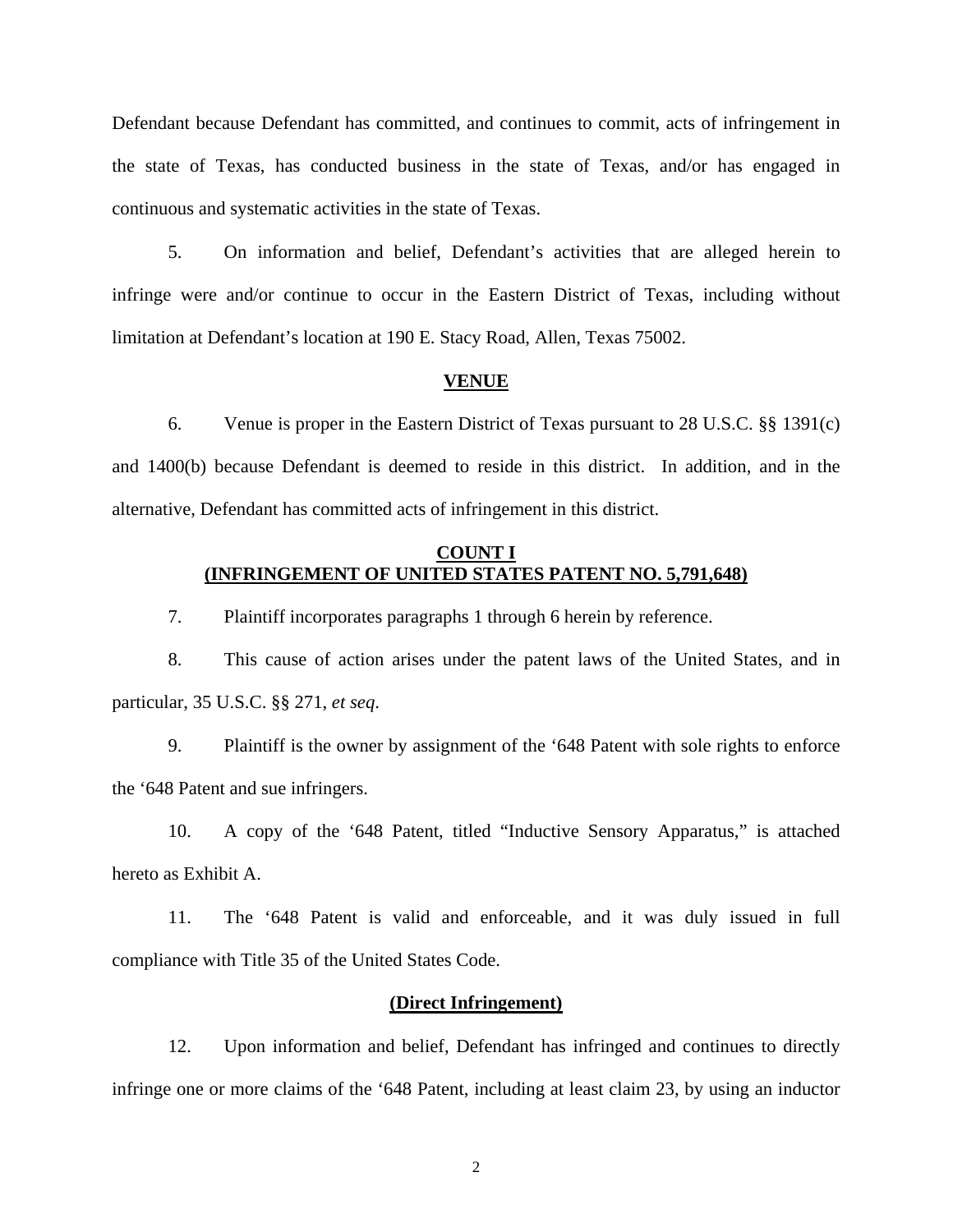Defendant because Defendant has committed, and continues to commit, acts of infringement in the state of Texas, has conducted business in the state of Texas, and/or has engaged in continuous and systematic activities in the state of Texas.

5. On information and belief, Defendant's activities that are alleged herein to infringe were and/or continue to occur in the Eastern District of Texas, including without limitation at Defendant's location at 190 E. Stacy Road, Allen, Texas 75002.

## VENUE

6. Venue is proper in the Eastern District of Texas pursuant to 28 U.S.C. §§ 1391(c) and 1400(b) because Defendant is deemed to reside in this district. In addition, and in the alternative, Defendant has committed acts of infringement in this district.

## COUNT I
## (INFRINGEMENT OF UNITED STATES PATENT NO. 5,791,648)

7. Plaintiff incorporates paragraphs 1 through 6 herein by reference.

8. This cause of action arises under the patent laws of the United States, and in particular, 35 U.S.C. §§ 271, *et seq*.

9. Plaintiff is the owner by assignment of the '648 Patent with sole rights to enforce the '648 Patent and sue infringers.

10. A copy of the '648 Patent, titled "Inductive Sensory Apparatus," is attached hereto as Exhibit A.

11. The '648 Patent is valid and enforceable, and it was duly issued in full compliance with Title 35 of the United States Code.

### (Direct Infringement)

12. Upon information and belief, Defendant has infringed and continues to directly infringe one or more claims of the '648 Patent, including at least claim 23, by using an inductor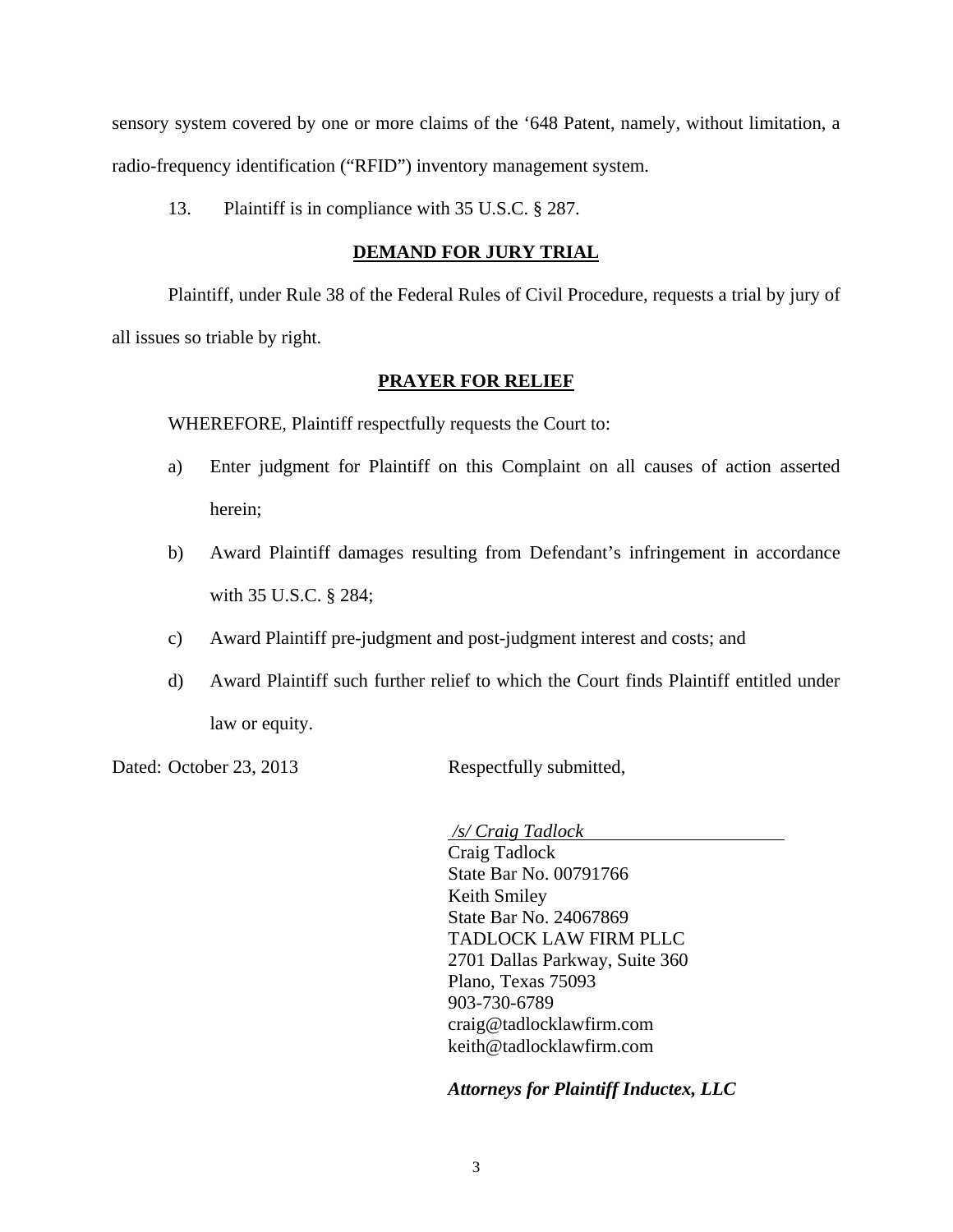sensory system covered by one or more claims of the '648 Patent, namely, without limitation, a radio-frequency identification ("RFID") inventory management system.

13. Plaintiff is in compliance with 35 U.S.C. § 287.

**DEMAND FOR JURY TRIAL**

Plaintiff, under Rule 38 of the Federal Rules of Civil Procedure, requests a trial by jury of all issues so triable by right.

**PRAYER FOR RELIEF**

WHEREFORE, Plaintiff respectfully requests the Court to:

a) Enter judgment for Plaintiff on this Complaint on all causes of action asserted herein;

b) Award Plaintiff damages resulting from Defendant's infringement in accordance with 35 U.S.C. § 284;

c) Award Plaintiff pre-judgment and post-judgment interest and costs; and

d) Award Plaintiff such further relief to which the Court finds Plaintiff entitled under law or equity.

Dated: October 23, 2013

Respectfully submitted,

*/s/ Craig Tadlock*
Craig Tadlock
State Bar No. 00791766
Keith Smiley
State Bar No. 24067869
TADLOCK LAW FIRM PLLC
2701 Dallas Parkway, Suite 360
Plano, Texas 75093
903-730-6789
craig@tadlocklawfirm.com
keith@tadlocklawfirm.com

***Attorneys for Plaintiff Inductex, LLC***